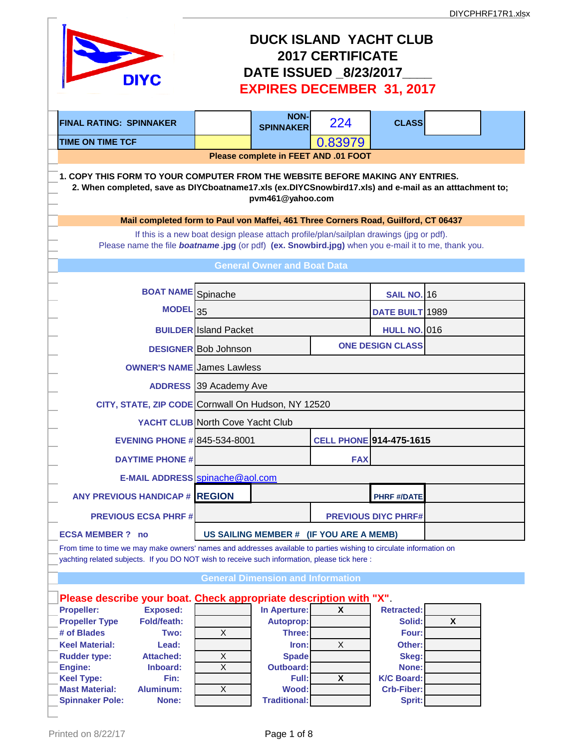DIYCPHRF17R1.xlsx

# DUCK ISLAND YACHT CLUB
## 2017 CERTIFICATE
## DATE ISSUED _8/23/2017____
## EXPIRES DECEMBER 31, 2017

| FINAL RATING: SPINNAKER | | NON-SPINNAKER | 224 | CLASS | |
|---|---|---|---|---|---|
| TIME ON TIME TCF | | | 0.83979 | | |

**Please complete in FEET AND .01 FOOT**

**1. COPY THIS FORM TO YOUR COMPUTER FROM THE WEBSITE BEFORE MAKING ANY ENTRIES.**
**2. When completed, save as DIYCboatname17.xls (ex.DIYCSnowbird17.xls) and e-mail as an atttachment to; pvm461@yahoo.com**

**Mail completed form to Paul von Maffei, 461 Three Corners Road, Guilford, CT 06437**

If this is a new boat design please attach profile/plan/sailplan drawings (jpg or pdf).
Please name the file ***boatname*** **.jpg** (or pdf) **(ex. Snowbird.jpg)** when you e-mail it to me, thank you.

## General Owner and Boat Data

| | | | |
|---|---|---|---|
| BOAT NAME | Spinache | SAIL NO. | 16 |
| MODEL | 35 | DATE BUILT | 1989 |
| BUILDER | Island Packet | HULL NO. | 016 |
| DESIGNER | Bob Johnson | ONE DESIGN CLASS | |
| OWNER'S NAME | James Lawless | | |
| ADDRESS | 39 Academy Ave | | |
| CITY, STATE, ZIP CODE | Cornwall On Hudson, NY 12520 | | |
| YACHT CLUB | North Cove Yacht Club | | |
| EVENING PHONE # | 845-534-8001 | CELL PHONE | 914-475-1615 |
| DAYTIME PHONE # | | FAX | |
| E-MAIL ADDRESS | spinache@aol.com | | |
| ANY PREVIOUS HANDICAP # | REGION | PHRF #/DATE | |
| PREVIOUS ECSA PHRF # | | PREVIOUS DIYC PHRF# | |
| ECSA MEMBER ? no | | US SAILING MEMBER # (IF YOU ARE A MEMB) | |

From time to time we may make owners' names and addresses available to parties wishing to circulate information on yachting related subjects. If you DO NOT wish to receive such information, please tick here :

## General Dimension and Information

**Please describe your boat. Check appropriate description with "X".**

| | | | | | | |
|---|---|---|---|---|---|---|
| Propeller: | Exposed: | | In Aperture: | X | Retracted: | |
| Propeller Type | Fold/feath: | | Autoprop: | | Solid: | X |
| # of Blades | Two: | X | Three: | | Four: | |
| Keel Material: | Lead: | | Iron: | X | Other: | |
| Rudder type: | Attached: | X | Spade | | Skeg: | |
| Engine: | Inboard: | X | Outboard: | | None: | |
| Keel Type: | Fin: | | Full: | X | K/C Board: | |
| Mast Material: | Aluminum: | X | Wood: | | Crb-Fiber: | |
| Spinnaker Pole: | None: | | Traditional: | | Sprit: | |

Printed on 8/22/17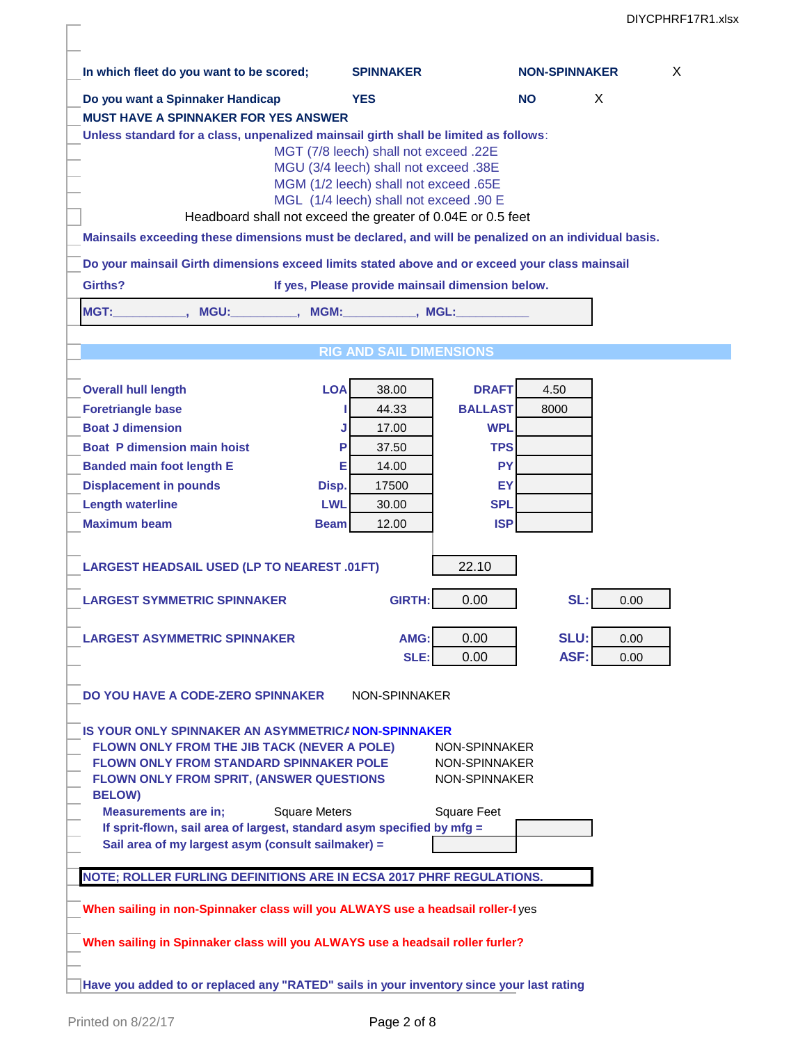**In which fleet do you want to be scored;** **SPINNAKER** **NON-SPINNAKER** X

**Do you want a Spinnaker Handicap** **YES** **NO** X

**MUST HAVE A SPINNAKER FOR YES ANSWER**

**Unless standard for a class, unpenalized mainsail girth shall be limited as follows**:

- MGT (7/8 leech) shall not exceed .22E
- MGU (3/4 leech) shall not exceed .38E
- MGM (1/2 leech) shall not exceed .65E
- MGL (1/4 leech) shall not exceed .90 E

Headboard shall not exceed the greater of 0.04E or 0.5 feet

**Mainsails exceeding these dimensions must be declared, and will be penalized on an individual basis.**

**Do your mainsail Girth dimensions exceed limits stated above and or exceed your class mainsail Girths?** **If yes, Please provide mainsail dimension below.**

**MGT:\_\_\_\_\_\_\_\_\_\_\_, MGU:\_\_\_\_\_\_\_\_\_\_, MGM:\_\_\_\_\_\_\_\_\_\_\_, MGL:\_\_\_\_\_\_\_\_\_\_\_**

## RIG AND SAIL DIMENSIONS

| | | | | |
|---|---|---|---|---|
| **Overall hull length** | **LOA** | 38.00 | **DRAFT** | 4.50 |
| **Foretriangle base** | **I** | 44.33 | **BALLAST** | 8000 |
| **Boat J dimension** | **J** | 17.00 | **WPL** | |
| **Boat P dimension main hoist** | **P** | 37.50 | **TPS** | |
| **Banded main foot length E** | **E** | 14.00 | **PY** | |
| **Displacement in pounds** | **Disp.** | 17500 | **EY** | |
| **Length waterline** | **LWL** | 30.00 | **SPL** | |
| **Maximum beam** | **Beam** | 12.00 | **ISP** | |

**LARGEST HEADSAIL USED (LP TO NEAREST .01FT)** 22.10

**LARGEST SYMMETRIC SPINNAKER** **GIRTH:** 0.00 **SL:** 0.00

**LARGEST ASYMMETRIC SPINNAKER** **AMG:** 0.00 **SLU:** 0.00 **SLE:** 0.00 **ASF:** 0.00

**DO YOU HAVE A CODE-ZERO SPINNAKER** NON-SPINNAKER

**IS YOUR ONLY SPINNAKER AN ASYMMETRICA** **NON-SPINNAKER**

**FLOWN ONLY FROM THE JIB TACK (NEVER A POLE)** NON-SPINNAKER

**FLOWN ONLY FROM STANDARD SPINNAKER POLE** NON-SPINNAKER

**FLOWN ONLY FROM SPRIT, (ANSWER QUESTIONS BELOW)** NON-SPINNAKER

**Measurements are in;** Square Meters Square Feet

**If sprit-flown, sail area of largest, standard asym specified by mfg =**

**Sail area of my largest asym (consult sailmaker) =**

**NOTE; ROLLER FURLING DEFINITIONS ARE IN ECSA 2017 PHRF REGULATIONS.**

**When sailing in non-Spinnaker class will you ALWAYS use a headsail roller-f** yes

**When sailing in Spinnaker class will you ALWAYS use a headsail roller furler?**

**Have you added to or replaced any "RATED" sails in your inventory since your last rating**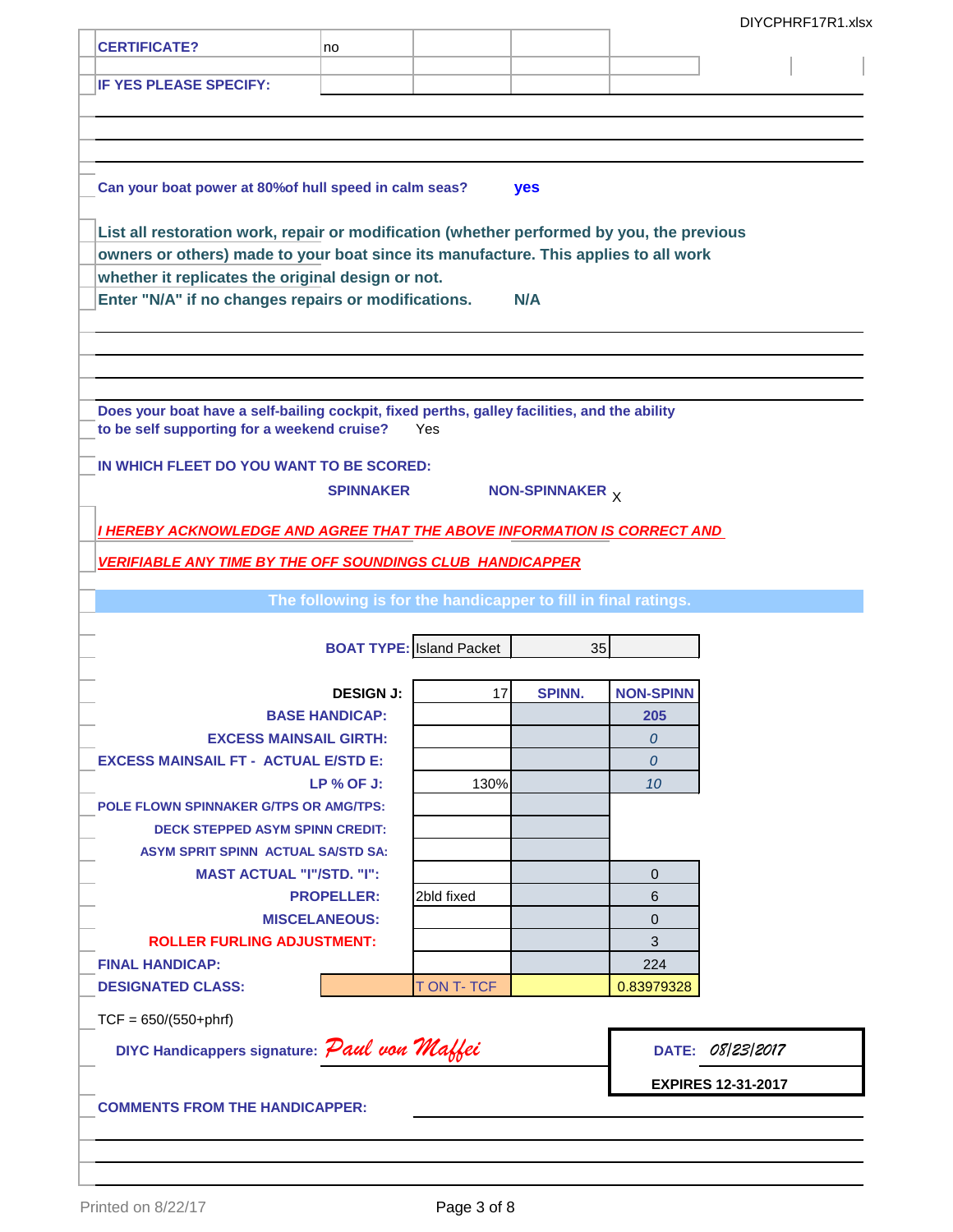| CERTIFICATE? | no |
|---|---|
| IF YES PLEASE SPECIFY: | |

**Can your boat power at 80%of hull speed in calm seas?** **yes**

**List all restoration work, repair or modification (whether performed by you, the previous owners or others) made to your boat since its manufacture. This applies to all work whether it replicates the original design or not.**
**Enter "N/A" if no changes repairs or modifications.** **N/A**

**Does your boat have a self-bailing cockpit, fixed perths, galley facilities, and the ability to be self supporting for a weekend cruise?** Yes

**IN WHICH FLEET DO YOU WANT TO BE SCORED:**

**SPINNAKER** **NON-SPINNAKER** X

***I HEREBY ACKNOWLEDGE AND AGREE THAT THE ABOVE INFORMATION IS CORRECT AND VERIFIABLE ANY TIME BY THE OFF SOUNDINGS CLUB HANDICAPPER***

**The following is for the handicapper to fill in final ratings.**

| | | | |
|---|---|---|---|
| **BOAT TYPE:** | Island Packet | 35 | |
| **DESIGN J:** | 17 | **SPINN.** | **NON-SPINN** |
| **BASE HANDICAP:** | | | 205 |
| **EXCESS MAINSAIL GIRTH:** | | | *0* |
| **EXCESS MAINSAIL FT - ACTUAL E/STD E:** | | | *0* |
| **LP % OF J:** | 130% | | *10* |
| **POLE FLOWN SPINNAKER G/TPS OR AMG/TPS:** | | | |
| **DECK STEPPED ASYM SPINN CREDIT:** | | | |
| **ASYM SPRIT SPINN ACTUAL SA/STD SA:** | | | |
| **MAST ACTUAL "I"/STD. "I":** | | | 0 |
| **PROPELLER:** | 2bld fixed | | 6 |
| **MISCELANEOUS:** | | | 0 |
| **ROLLER FURLING ADJUSTMENT:** | | | 3 |
| **FINAL HANDICAP:** | | | 224 |
| **DESIGNATED CLASS:** | T ON T- TCF | | 0.83979328 |

TCF = 650/(550+phrf)

**DIYC Handicappers signature:** *Paul von Maffei*

**DATE:** *08/23/2017*

**EXPIRES 12-31-2017**

**COMMENTS FROM THE HANDICAPPER:**

Printed on 8/22/17